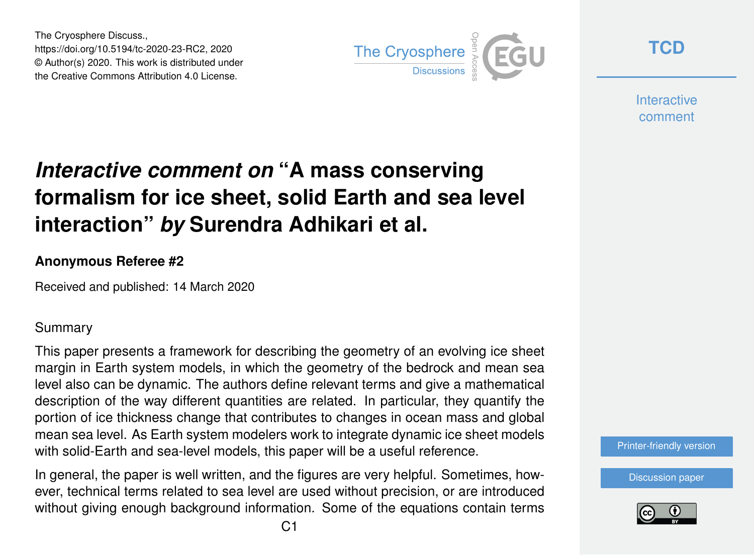The Cryosphere Discuss.,
https://doi.org/10.5194/tc-2020-23-RC2, 2020
© Author(s) 2020. This work is distributed under
the Creative Commons Attribution 4.0 License.

# *Interactive comment on* "A mass conserving formalism for ice sheet, solid Earth and sea level interaction" *by* Surendra Adhikari et al.

**Anonymous Referee #2**

Received and published: 14 March 2020

## Summary

This paper presents a framework for describing the geometry of an evolving ice sheet margin in Earth system models, in which the geometry of the bedrock and mean sea level also can be dynamic. The authors define relevant terms and give a mathematical description of the way different quantities are related. In particular, they quantify the portion of ice thickness change that contributes to changes in ocean mass and global mean sea level. As Earth system modelers work to integrate dynamic ice sheet models with solid-Earth and sea-level models, this paper will be a useful reference.

In general, the paper is well written, and the figures are very helpful. Sometimes, however, technical terms related to sea level are used without precision, or are introduced without giving enough background information. Some of the equations contain terms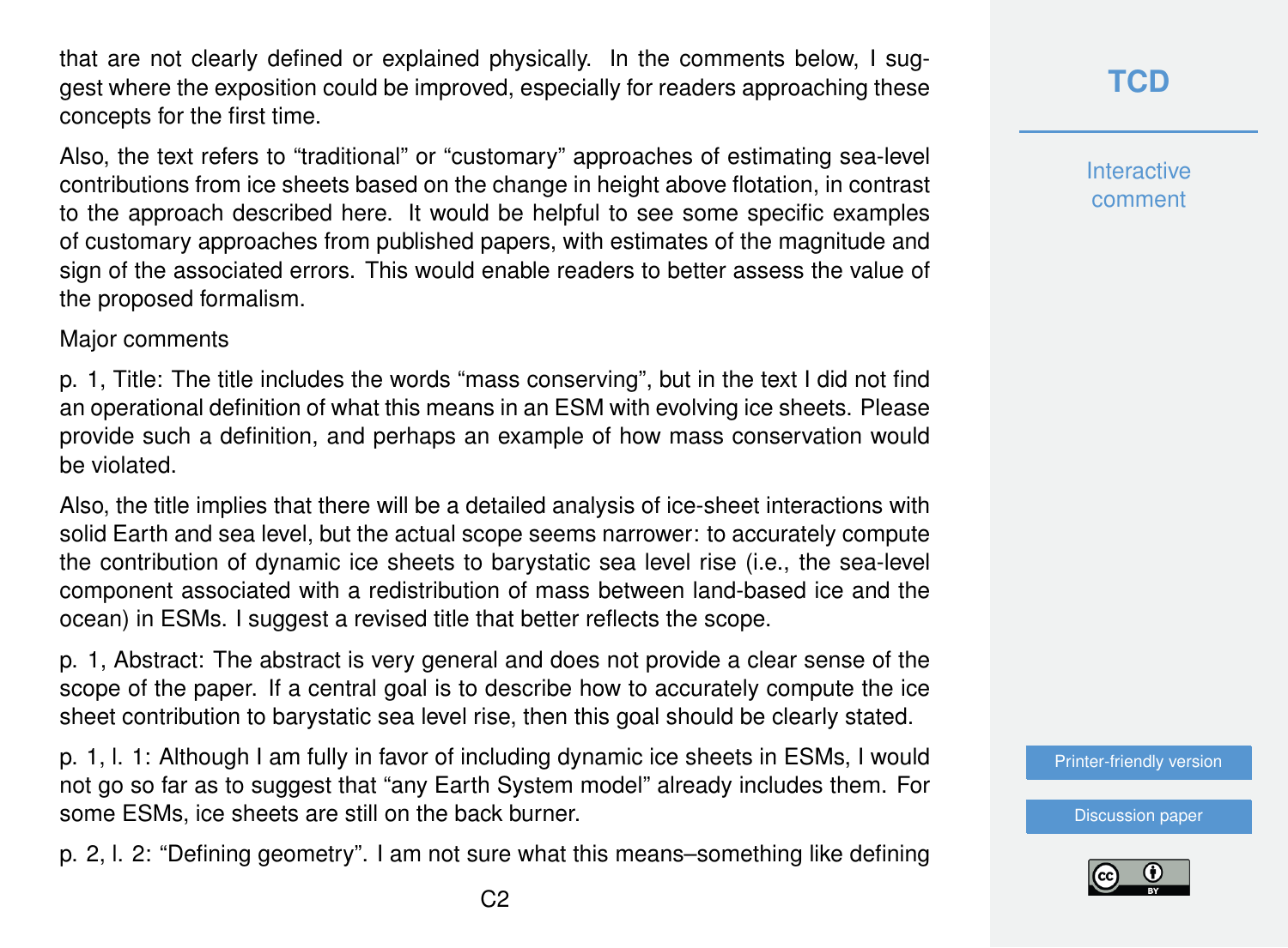that are not clearly defined or explained physically. In the comments below, I suggest where the exposition could be improved, especially for readers approaching these concepts for the first time.

Also, the text refers to "traditional" or "customary" approaches of estimating sea-level contributions from ice sheets based on the change in height above flotation, in contrast to the approach described here. It would be helpful to see some specific examples of customary approaches from published papers, with estimates of the magnitude and sign of the associated errors. This would enable readers to better assess the value of the proposed formalism.

Major comments

p. 1, Title: The title includes the words "mass conserving", but in the text I did not find an operational definition of what this means in an ESM with evolving ice sheets. Please provide such a definition, and perhaps an example of how mass conservation would be violated.

Also, the title implies that there will be a detailed analysis of ice-sheet interactions with solid Earth and sea level, but the actual scope seems narrower: to accurately compute the contribution of dynamic ice sheets to barystatic sea level rise (i.e., the sea-level component associated with a redistribution of mass between land-based ice and the ocean) in ESMs. I suggest a revised title that better reflects the scope.

p. 1, Abstract: The abstract is very general and does not provide a clear sense of the scope of the paper. If a central goal is to describe how to accurately compute the ice sheet contribution to barystatic sea level rise, then this goal should be clearly stated.

p. 1, l. 1: Although I am fully in favor of including dynamic ice sheets in ESMs, I would not go so far as to suggest that "any Earth System model" already includes them. For some ESMs, ice sheets are still on the back burner.

p. 2, l. 2: "Defining geometry". I am not sure what this means–something like defining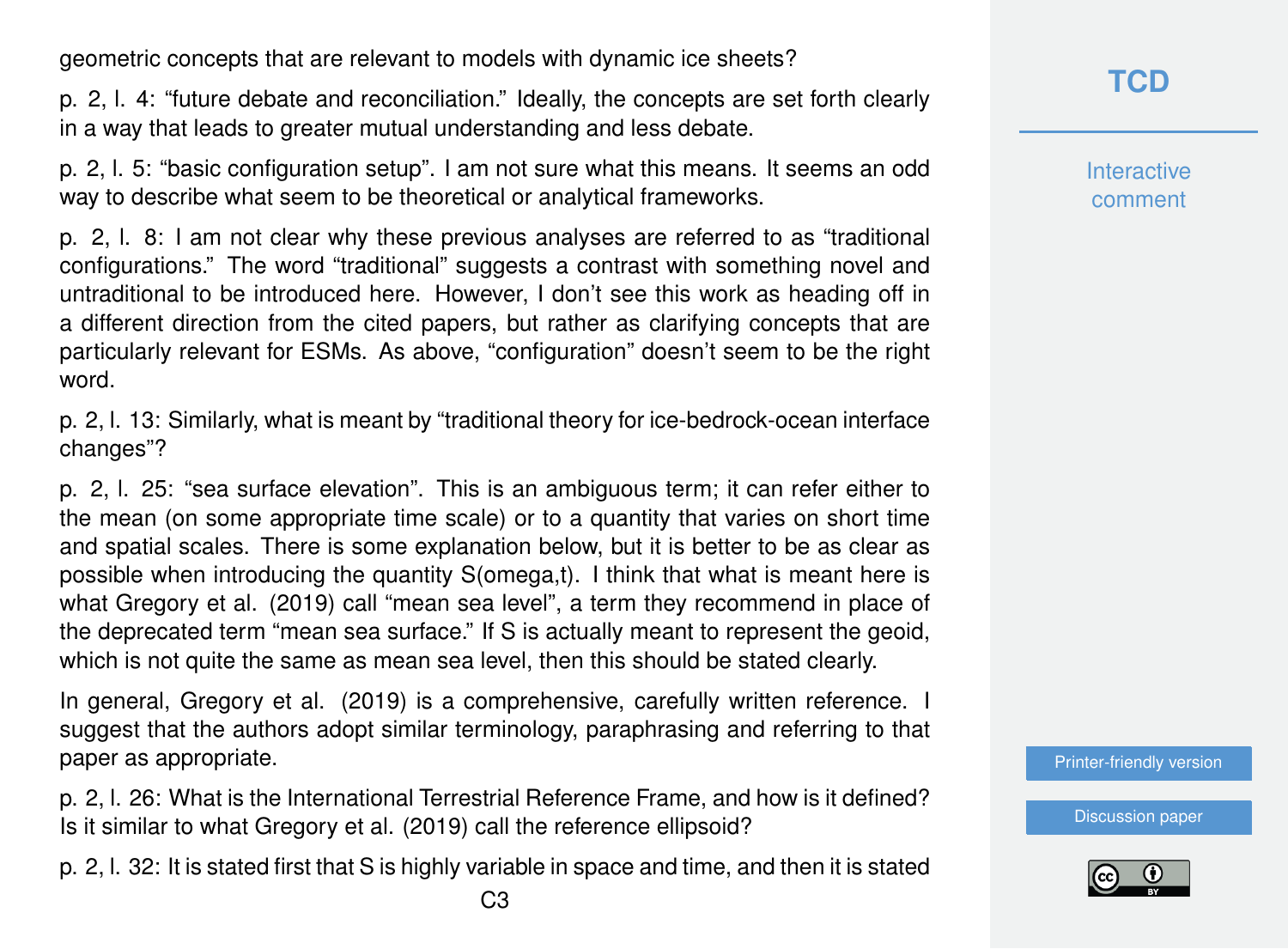geometric concepts that are relevant to models with dynamic ice sheets?

p. 2, l. 4: “future debate and reconciliation.” Ideally, the concepts are set forth clearly in a way that leads to greater mutual understanding and less debate.

p. 2, l. 5: “basic configuration setup”. I am not sure what this means. It seems an odd way to describe what seem to be theoretical or analytical frameworks.

p. 2, l. 8: I am not clear why these previous analyses are referred to as “traditional configurations.” The word “traditional” suggests a contrast with something novel and untraditional to be introduced here. However, I don’t see this work as heading off in a different direction from the cited papers, but rather as clarifying concepts that are particularly relevant for ESMs. As above, “configuration” doesn’t seem to be the right word.

p. 2, l. 13: Similarly, what is meant by “traditional theory for ice-bedrock-ocean interface changes”?

p. 2, l. 25: “sea surface elevation”. This is an ambiguous term; it can refer either to the mean (on some appropriate time scale) or to a quantity that varies on short time and spatial scales. There is some explanation below, but it is better to be as clear as possible when introducing the quantity S(omega,t). I think that what is meant here is what Gregory et al. (2019) call “mean sea level”, a term they recommend in place of the deprecated term “mean sea surface.” If S is actually meant to represent the geoid, which is not quite the same as mean sea level, then this should be stated clearly.

In general, Gregory et al. (2019) is a comprehensive, carefully written reference. I suggest that the authors adopt similar terminology, paraphrasing and referring to that paper as appropriate.

p. 2, l. 26: What is the International Terrestrial Reference Frame, and how is it defined? Is it similar to what Gregory et al. (2019) call the reference ellipsoid?

p. 2, l. 32: It is stated first that S is highly variable in space and time, and then it is stated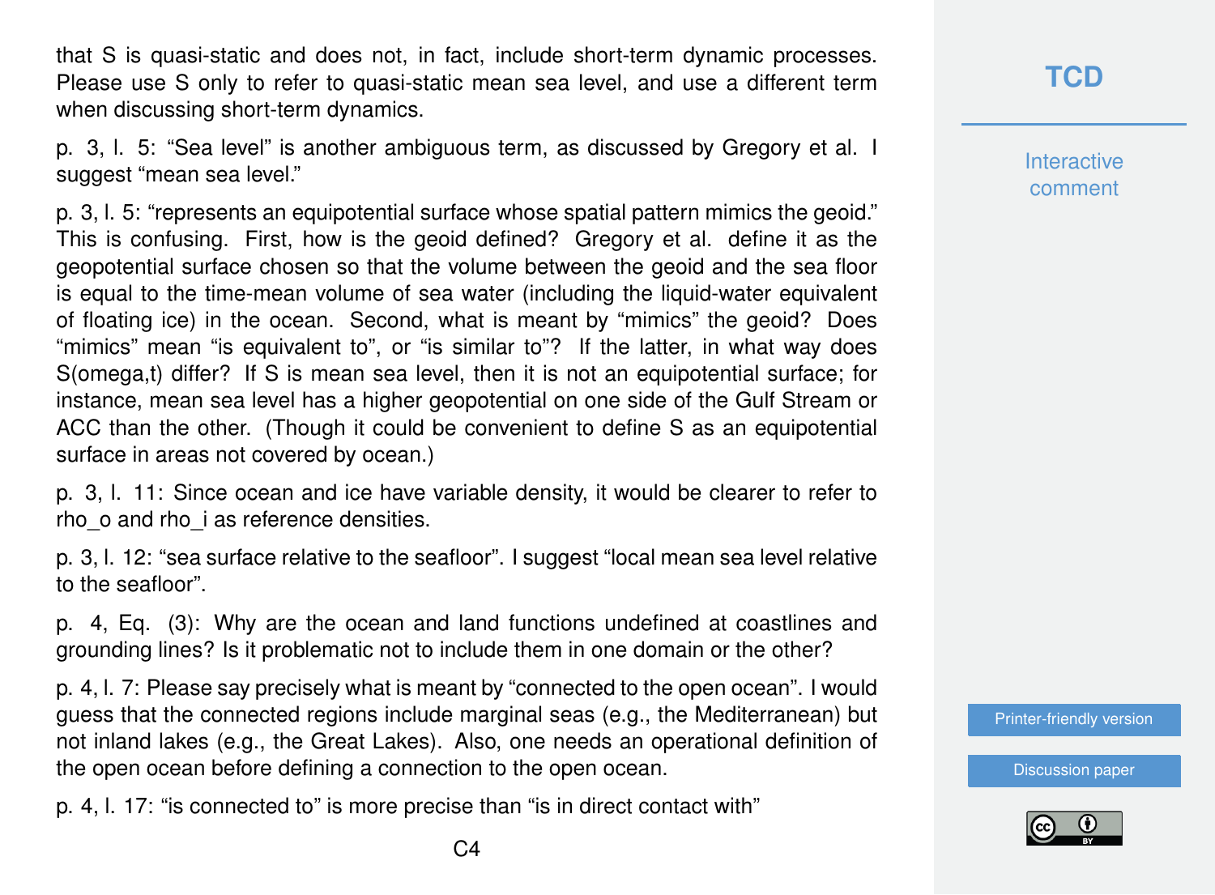that S is quasi-static and does not, in fact, include short-term dynamic processes. Please use S only to refer to quasi-static mean sea level, and use a different term when discussing short-term dynamics.

p. 3, l. 5: "Sea level" is another ambiguous term, as discussed by Gregory et al. I suggest "mean sea level."

p. 3, l. 5: "represents an equipotential surface whose spatial pattern mimics the geoid." This is confusing. First, how is the geoid defined? Gregory et al. define it as the geopotential surface chosen so that the volume between the geoid and the sea floor is equal to the time-mean volume of sea water (including the liquid-water equivalent of floating ice) in the ocean. Second, what is meant by "mimics" the geoid? Does "mimics" mean "is equivalent to", or "is similar to"? If the latter, in what way does S(omega,t) differ? If S is mean sea level, then it is not an equipotential surface; for instance, mean sea level has a higher geopotential on one side of the Gulf Stream or ACC than the other. (Though it could be convenient to define S as an equipotential surface in areas not covered by ocean.)

p. 3, l. 11: Since ocean and ice have variable density, it would be clearer to refer to rho_o and rho_i as reference densities.

p. 3, l. 12: "sea surface relative to the seafloor". I suggest "local mean sea level relative to the seafloor".

p. 4, Eq. (3): Why are the ocean and land functions undefined at coastlines and grounding lines? Is it problematic not to include them in one domain or the other?

p. 4, l. 7: Please say precisely what is meant by "connected to the open ocean". I would guess that the connected regions include marginal seas (e.g., the Mediterranean) but not inland lakes (e.g., the Great Lakes). Also, one needs an operational definition of the open ocean before defining a connection to the open ocean.

p. 4, l. 17: "is connected to" is more precise than "is in direct contact with"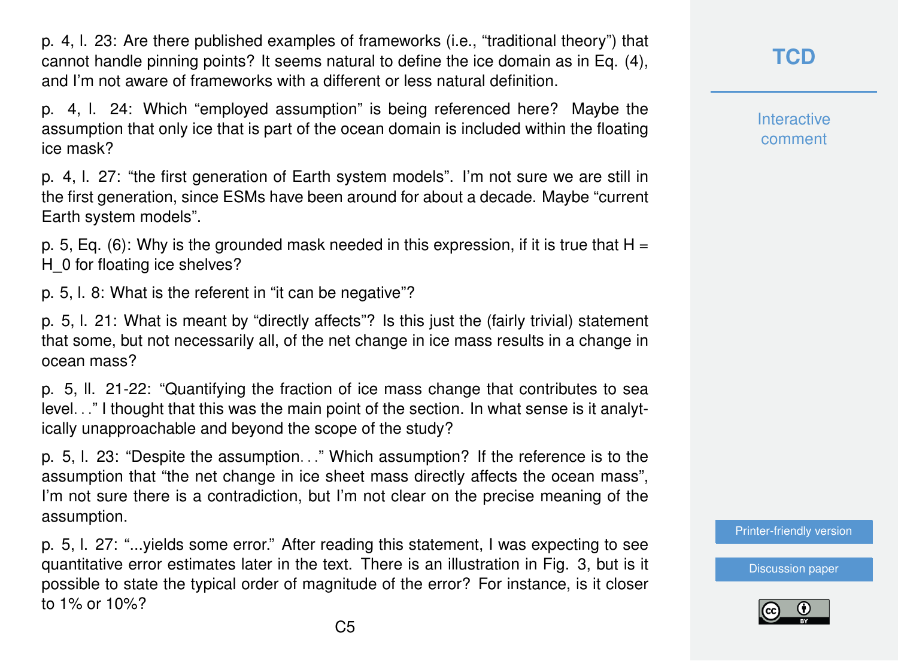p. 4, l. 23: Are there published examples of frameworks (i.e., "traditional theory") that cannot handle pinning points? It seems natural to define the ice domain as in Eq. (4), and I'm not aware of frameworks with a different or less natural definition.

p. 4, l. 24: Which "employed assumption" is being referenced here? Maybe the assumption that only ice that is part of the ocean domain is included within the floating ice mask?

p. 4, l. 27: "the first generation of Earth system models". I'm not sure we are still in the first generation, since ESMs have been around for about a decade. Maybe "current Earth system models".

p. 5, Eq. (6): Why is the grounded mask needed in this expression, if it is true that $H = H\_0$ for floating ice shelves?

p. 5, l. 8: What is the referent in "it can be negative"?

p. 5, l. 21: What is meant by "directly affects"? Is this just the (fairly trivial) statement that some, but not necessarily all, of the net change in ice mass results in a change in ocean mass?

p. 5, ll. 21-22: "Quantifying the fraction of ice mass change that contributes to sea level..." I thought that this was the main point of the section. In what sense is it analytically unapproachable and beyond the scope of the study?

p. 5, l. 23: "Despite the assumption..." Which assumption? If the reference is to the assumption that "the net change in ice sheet mass directly affects the ocean mass", I'm not sure there is a contradiction, but I'm not clear on the precise meaning of the assumption.

p. 5, l. 27: "...yields some error." After reading this statement, I was expecting to see quantitative error estimates later in the text. There is an illustration in Fig. 3, but is it possible to state the typical order of magnitude of the error? For instance, is it closer to 1% or 10%?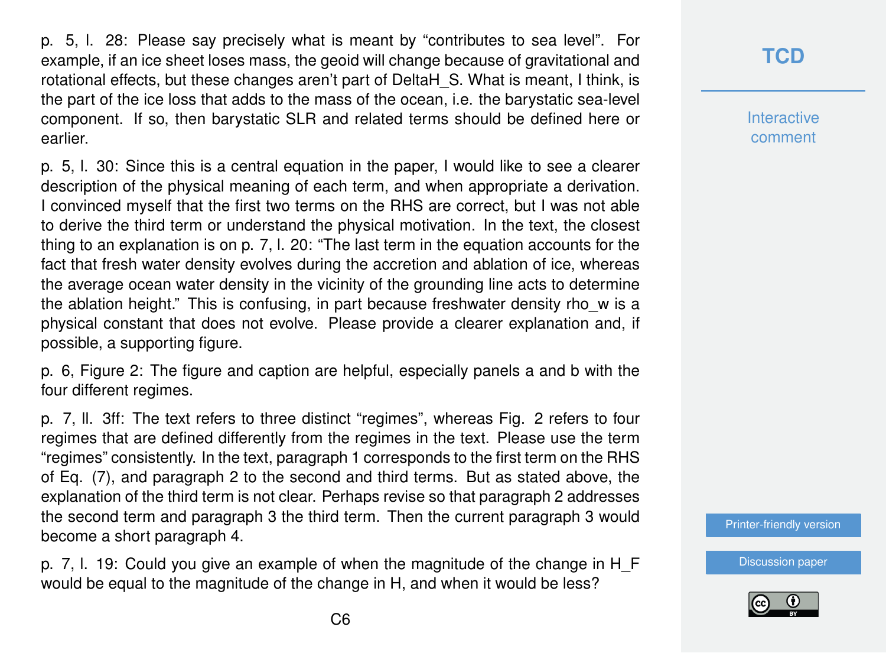p. 5, l. 28: Please say precisely what is meant by "contributes to sea level". For example, if an ice sheet loses mass, the geoid will change because of gravitational and rotational effects, but these changes aren't part of DeltaH_S. What is meant, I think, is the part of the ice loss that adds to the mass of the ocean, i.e. the barystatic sea-level component. If so, then barystatic SLR and related terms should be defined here or earlier.

p. 5, l. 30: Since this is a central equation in the paper, I would like to see a clearer description of the physical meaning of each term, and when appropriate a derivation. I convinced myself that the first two terms on the RHS are correct, but I was not able to derive the third term or understand the physical motivation. In the text, the closest thing to an explanation is on p. 7, l. 20: "The last term in the equation accounts for the fact that fresh water density evolves during the accretion and ablation of ice, whereas the average ocean water density in the vicinity of the grounding line acts to determine the ablation height." This is confusing, in part because freshwater density rho_w is a physical constant that does not evolve. Please provide a clearer explanation and, if possible, a supporting figure.

p. 6, Figure 2: The figure and caption are helpful, especially panels a and b with the four different regimes.

p. 7, ll. 3ff: The text refers to three distinct "regimes", whereas Fig. 2 refers to four regimes that are defined differently from the regimes in the text. Please use the term "regimes" consistently. In the text, paragraph 1 corresponds to the first term on the RHS of Eq. (7), and paragraph 2 to the second and third terms. But as stated above, the explanation of the third term is not clear. Perhaps revise so that paragraph 2 addresses the second term and paragraph 3 the third term. Then the current paragraph 3 would become a short paragraph 4.

p. 7, l. 19: Could you give an example of when the magnitude of the change in H_F would be equal to the magnitude of the change in H, and when it would be less?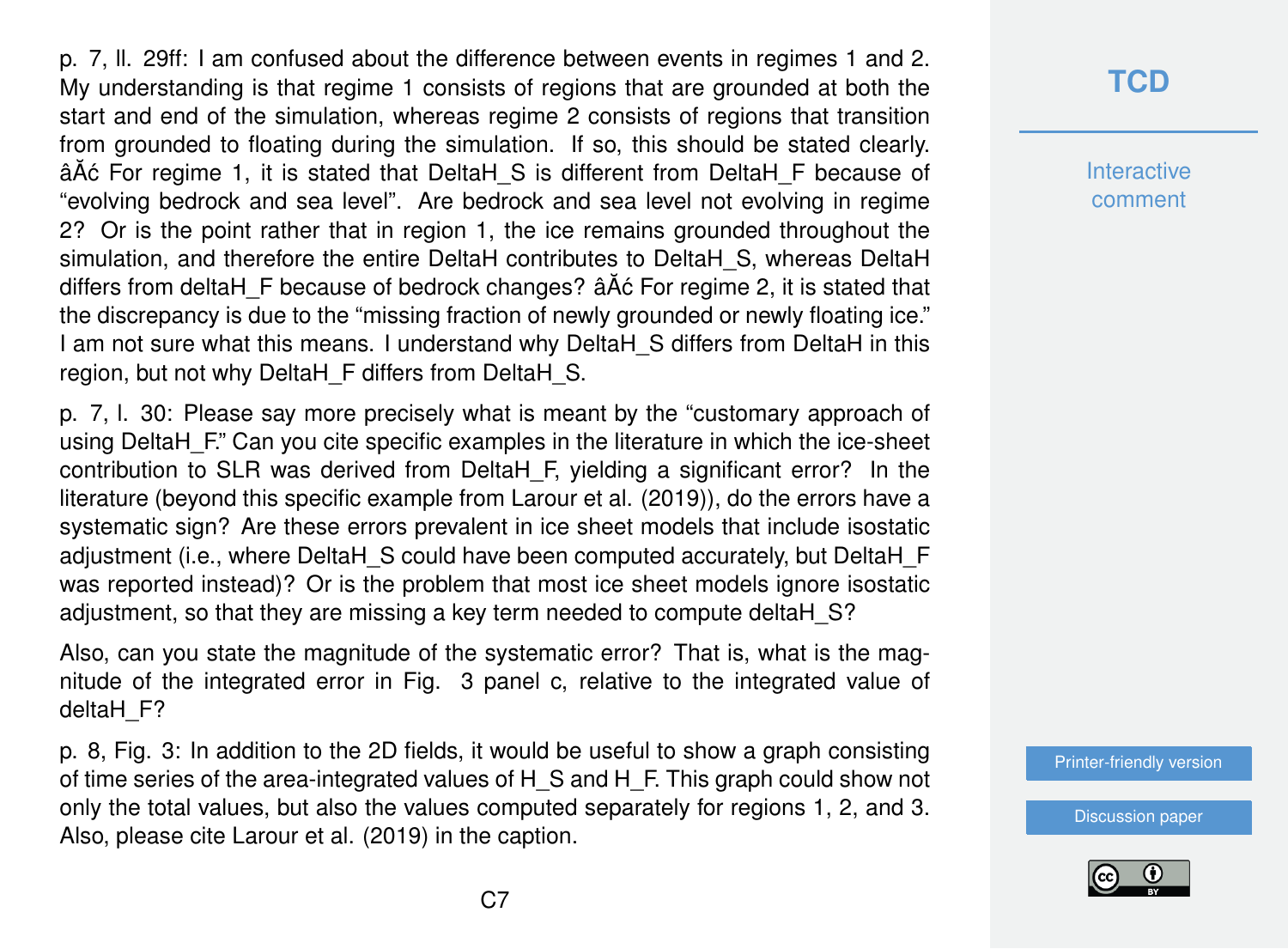p. 7, ll. 29ff: I am confused about the difference between events in regimes 1 and 2. My understanding is that regime 1 consists of regions that are grounded at both the start and end of the simulation, whereas regime 2 consists of regions that transition from grounded to floating during the simulation. If so, this should be stated clearly. âĂć For regime 1, it is stated that DeltaH_S is different from DeltaH_F because of "evolving bedrock and sea level". Are bedrock and sea level not evolving in regime 2? Or is the point rather that in region 1, the ice remains grounded throughout the simulation, and therefore the entire DeltaH contributes to DeltaH_S, whereas DeltaH differs from deltaH_F because of bedrock changes? âĂć For regime 2, it is stated that the discrepancy is due to the "missing fraction of newly grounded or newly floating ice." I am not sure what this means. I understand why DeltaH_S differs from DeltaH in this region, but not why DeltaH_F differs from DeltaH_S.

p. 7, l. 30: Please say more precisely what is meant by the "customary approach of using DeltaH_F." Can you cite specific examples in the literature in which the ice-sheet contribution to SLR was derived from DeltaH_F, yielding a significant error? In the literature (beyond this specific example from Larour et al. (2019)), do the errors have a systematic sign? Are these errors prevalent in ice sheet models that include isostatic adjustment (i.e., where DeltaH_S could have been computed accurately, but DeltaH_F was reported instead)? Or is the problem that most ice sheet models ignore isostatic adjustment, so that they are missing a key term needed to compute deltaH_S?

Also, can you state the magnitude of the systematic error? That is, what is the magnitude of the integrated error in Fig. 3 panel c, relative to the integrated value of deltaH_F?

p. 8, Fig. 3: In addition to the 2D fields, it would be useful to show a graph consisting of time series of the area-integrated values of H_S and H_F. This graph could show not only the total values, but also the values computed separately for regions 1, 2, and 3. Also, please cite Larour et al. (2019) in the caption.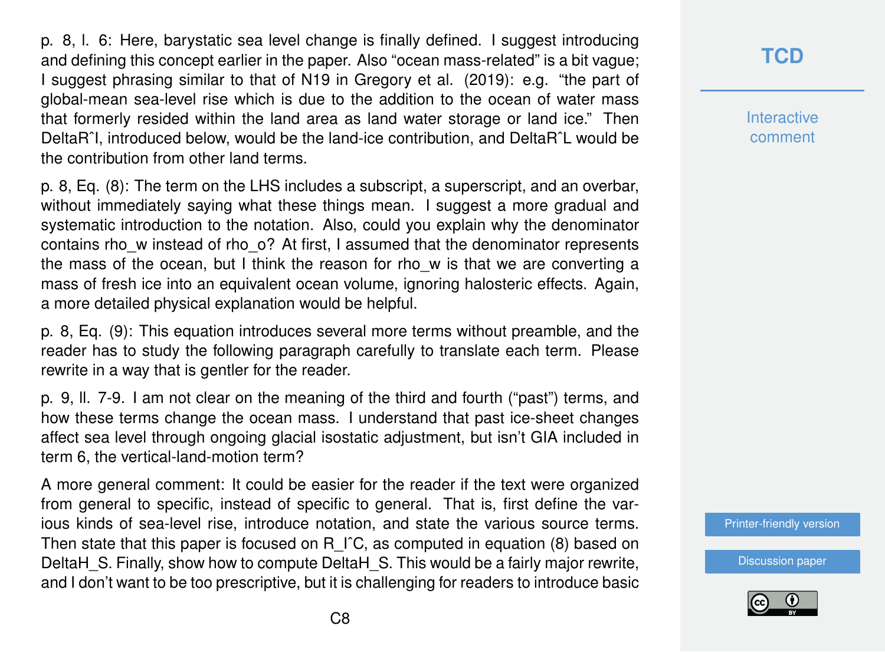p. 8, l. 6: Here, barystatic sea level change is finally defined. I suggest introducing and defining this concept earlier in the paper. Also "ocean mass-related" is a bit vague; I suggest phrasing similar to that of N19 in Gregory et al. (2019): e.g. "the part of global-mean sea-level rise which is due to the addition to the ocean of water mass that formerly resided within the land area as land water storage or land ice." Then DeltaR^I, introduced below, would be the land-ice contribution, and DeltaR^L would be the contribution from other land terms.

p. 8, Eq. (8): The term on the LHS includes a subscript, a superscript, and an overbar, without immediately saying what these things mean. I suggest a more gradual and systematic introduction to the notation. Also, could you explain why the denominator contains rho_w instead of rho_o? At first, I assumed that the denominator represents the mass of the ocean, but I think the reason for rho_w is that we are converting a mass of fresh ice into an equivalent ocean volume, ignoring halosteric effects. Again, a more detailed physical explanation would be helpful.

p. 8, Eq. (9): This equation introduces several more terms without preamble, and the reader has to study the following paragraph carefully to translate each term. Please rewrite in a way that is gentler for the reader.

p. 9, ll. 7-9. I am not clear on the meaning of the third and fourth ("past") terms, and how these terms change the ocean mass. I understand that past ice-sheet changes affect sea level through ongoing glacial isostatic adjustment, but isn't GIA included in term 6, the vertical-land-motion term?

A more general comment: It could be easier for the reader if the text were organized from general to specific, instead of specific to general. That is, first define the various kinds of sea-level rise, introduce notation, and state the various source terms. Then state that this paper is focused on R_I^C, as computed in equation (8) based on DeltaH_S. Finally, show how to compute DeltaH_S. This would be a fairly major rewrite, and I don't want to be too prescriptive, but it is challenging for readers to introduce basic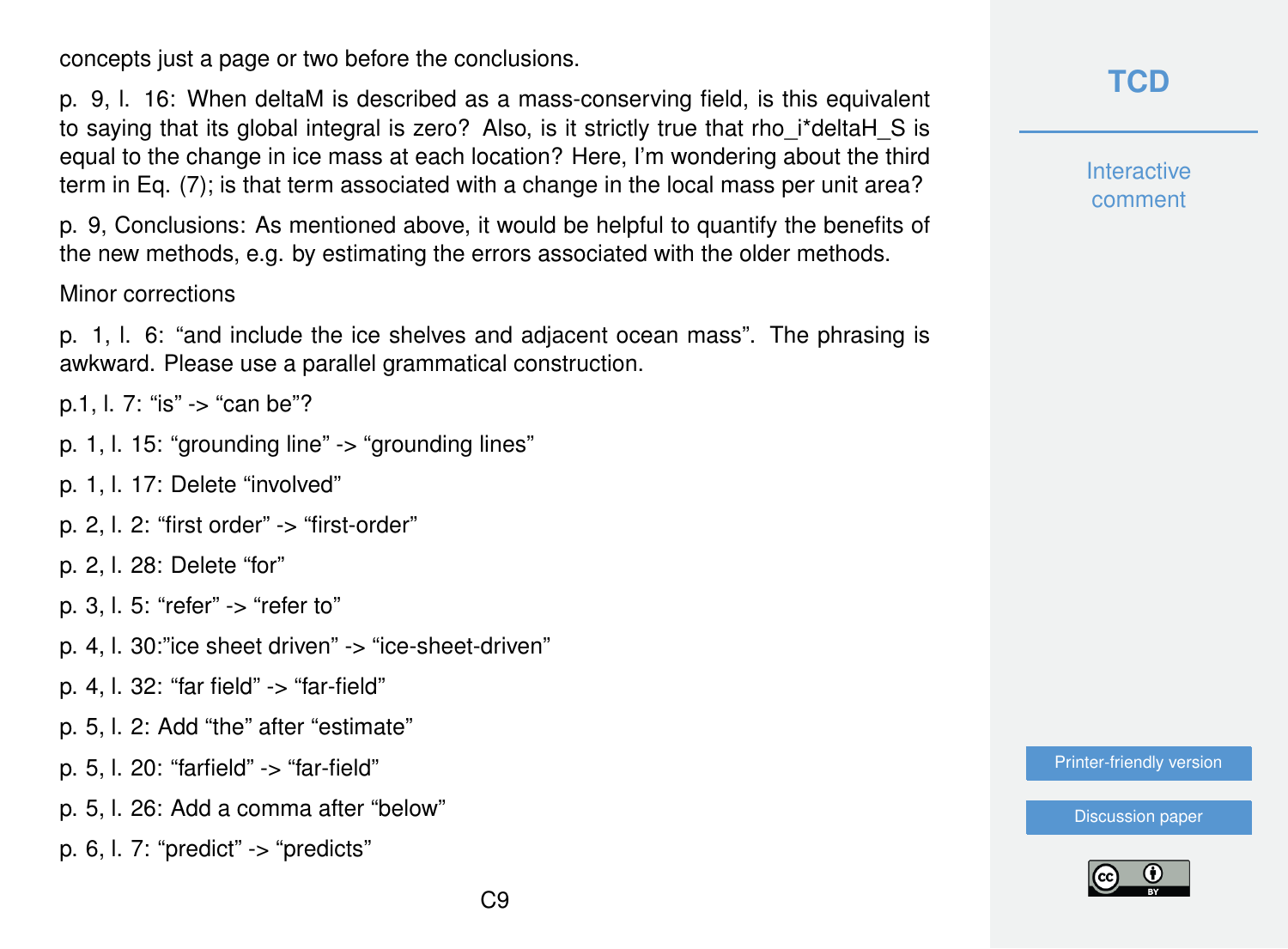concepts just a page or two before the conclusions.

p. 9, l. 16: When deltaM is described as a mass-conserving field, is this equivalent to saying that its global integral is zero? Also, is it strictly true that rho_i*deltaH_S is equal to the change in ice mass at each location? Here, I'm wondering about the third term in Eq. (7); is that term associated with a change in the local mass per unit area?

p. 9, Conclusions: As mentioned above, it would be helpful to quantify the benefits of the new methods, e.g. by estimating the errors associated with the older methods.

Minor corrections

p. 1, l. 6: "and include the ice shelves and adjacent ocean mass". The phrasing is awkward. Please use a parallel grammatical construction.

p.1, l. 7: "is" -> "can be"?

p. 1, l. 15: "grounding line" -> "grounding lines"

p. 1, l. 17: Delete "involved"

p. 2, l. 2: "first order" -> "first-order"

p. 2, l. 28: Delete "for"

p. 3, l. 5: "refer" -> "refer to"

p. 4, l. 30:"ice sheet driven" -> "ice-sheet-driven"

p. 4, l. 32: "far field" -> "far-field"

p. 5, l. 2: Add "the" after "estimate"

p. 5, l. 20: "farfield" -> "far-field"

p. 5, l. 26: Add a comma after "below"

p. 6, l. 7: "predict" -> "predicts"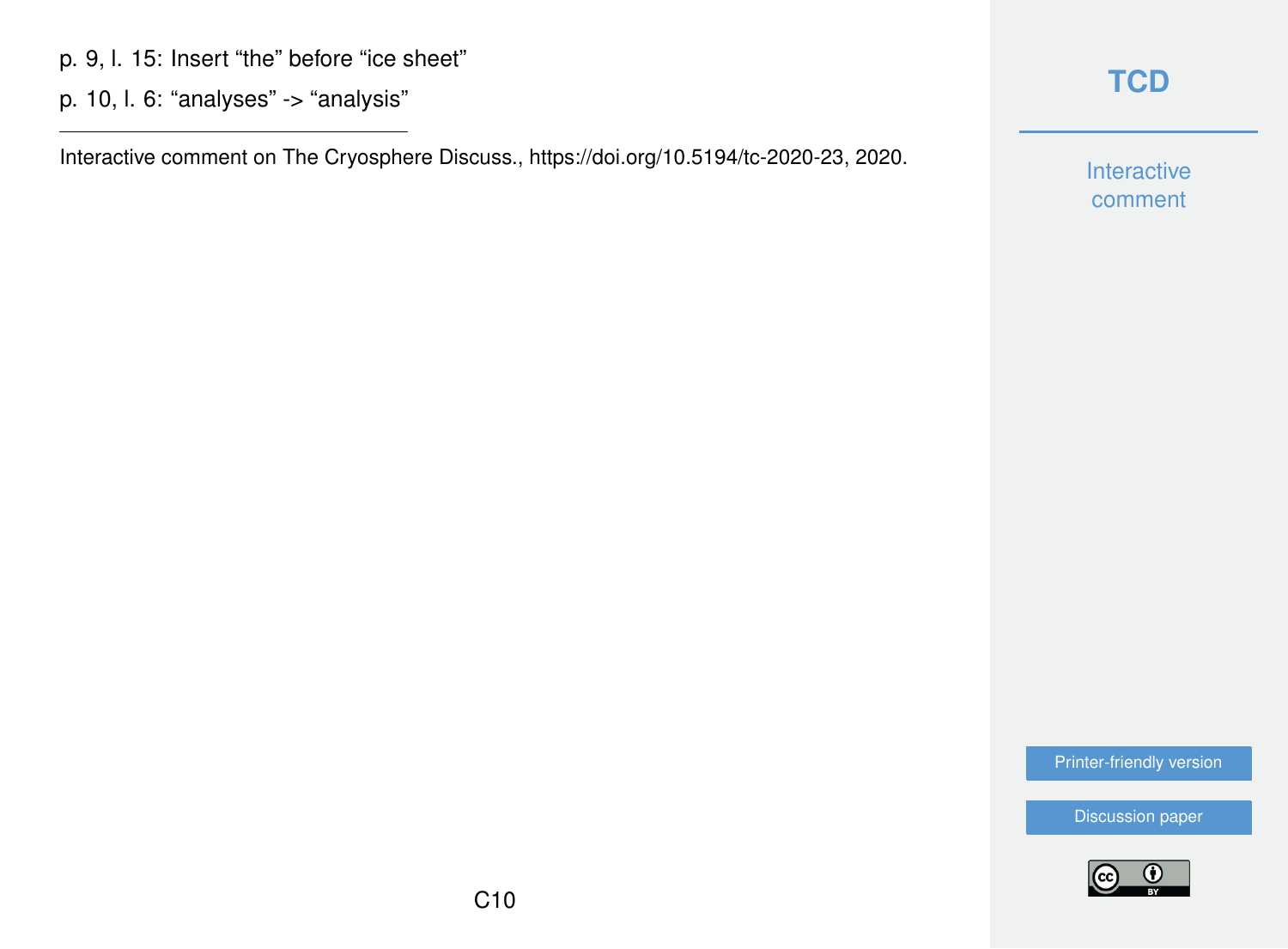p. 9, l. 15: Insert “the” before “ice sheet”

p. 10, l. 6: “analyses” -> “analysis”

---

Interactive comment on The Cryosphere Discuss., https://doi.org/10.5194/tc-2020-23, 2020.